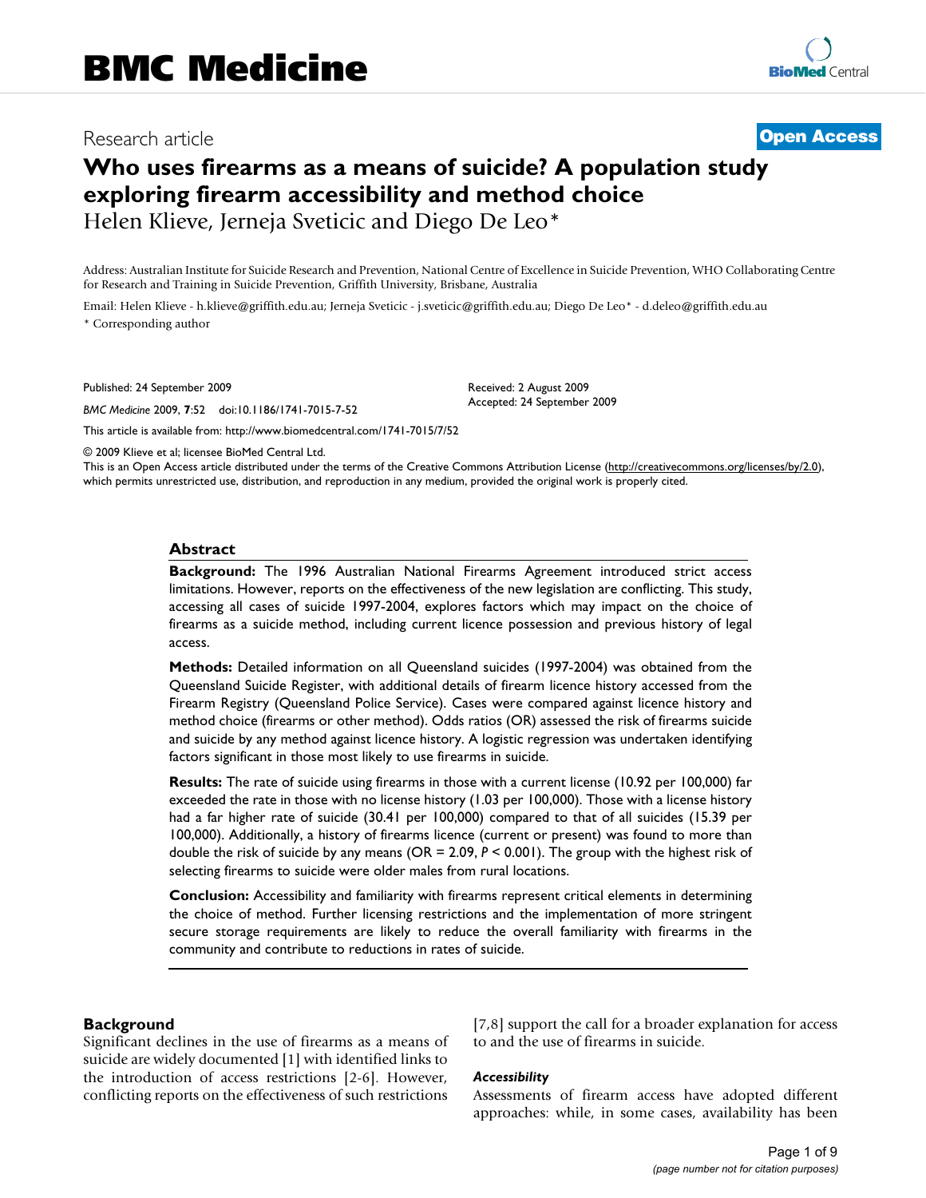# Who uses firearms as a means of suicide? A population study exploring firearm accessibility and method choice

Helen Klieve, Jerneja Sveticic and Diego De Leo*

Address: Australian Institute for Suicide Research and Prevention, National Centre of Excellence in Suicide Prevention, WHO Collaborating Centre for Research and Training in Suicide Prevention, Griffith University, Brisbane, Australia

Email: Helen Klieve - h.klieve@griffith.edu.au; Jerneja Sveticic - j.sveticic@griffith.edu.au; Diego De Leo* - d.deleo@griffith.edu.au

\* Corresponding author

Published: 24 September 2009

*BMC Medicine* 2009, **7**:52 doi:10.1186/1741-7015-7-52

Received: 2 August 2009
Accepted: 24 September 2009

This article is available from: http://www.biomedcentral.com/1741-7015/7/52

© 2009 Klieve et al; licensee BioMed Central Ltd.
This is an Open Access article distributed under the terms of the Creative Commons Attribution License (http://creativecommons.org/licenses/by/2.0), which permits unrestricted use, distribution, and reproduction in any medium, provided the original work is properly cited.

## Abstract

**Background:** The 1996 Australian National Firearms Agreement introduced strict access limitations. However, reports on the effectiveness of the new legislation are conflicting. This study, accessing all cases of suicide 1997-2004, explores factors which may impact on the choice of firearms as a suicide method, including current licence possession and previous history of legal access.

**Methods:** Detailed information on all Queensland suicides (1997-2004) was obtained from the Queensland Suicide Register, with additional details of firearm licence history accessed from the Firearm Registry (Queensland Police Service). Cases were compared against licence history and method choice (firearms or other method). Odds ratios (OR) assessed the risk of firearms suicide and suicide by any method against licence history. A logistic regression was undertaken identifying factors significant in those most likely to use firearms in suicide.

**Results:** The rate of suicide using firearms in those with a current license (10.92 per 100,000) far exceeded the rate in those with no license history (1.03 per 100,000). Those with a license history had a far higher rate of suicide (30.41 per 100,000) compared to that of all suicides (15.39 per 100,000). Additionally, a history of firearms licence (current or present) was found to more than double the risk of suicide by any means (OR = 2.09, $P < 0.001$). The group with the highest risk of selecting firearms to suicide were older males from rural locations.

**Conclusion:** Accessibility and familiarity with firearms represent critical elements in determining the choice of method. Further licensing restrictions and the implementation of more stringent secure storage requirements are likely to reduce the overall familiarity with firearms in the community and contribute to reductions in rates of suicide.

## Background

Significant declines in the use of firearms as a means of suicide are widely documented [1] with identified links to the introduction of access restrictions [2-6]. However, conflicting reports on the effectiveness of such restrictions [7,8] support the call for a broader explanation for access to and the use of firearms in suicide.

### *Accessibility*

Assessments of firearm access have adopted different approaches: while, in some cases, availability has been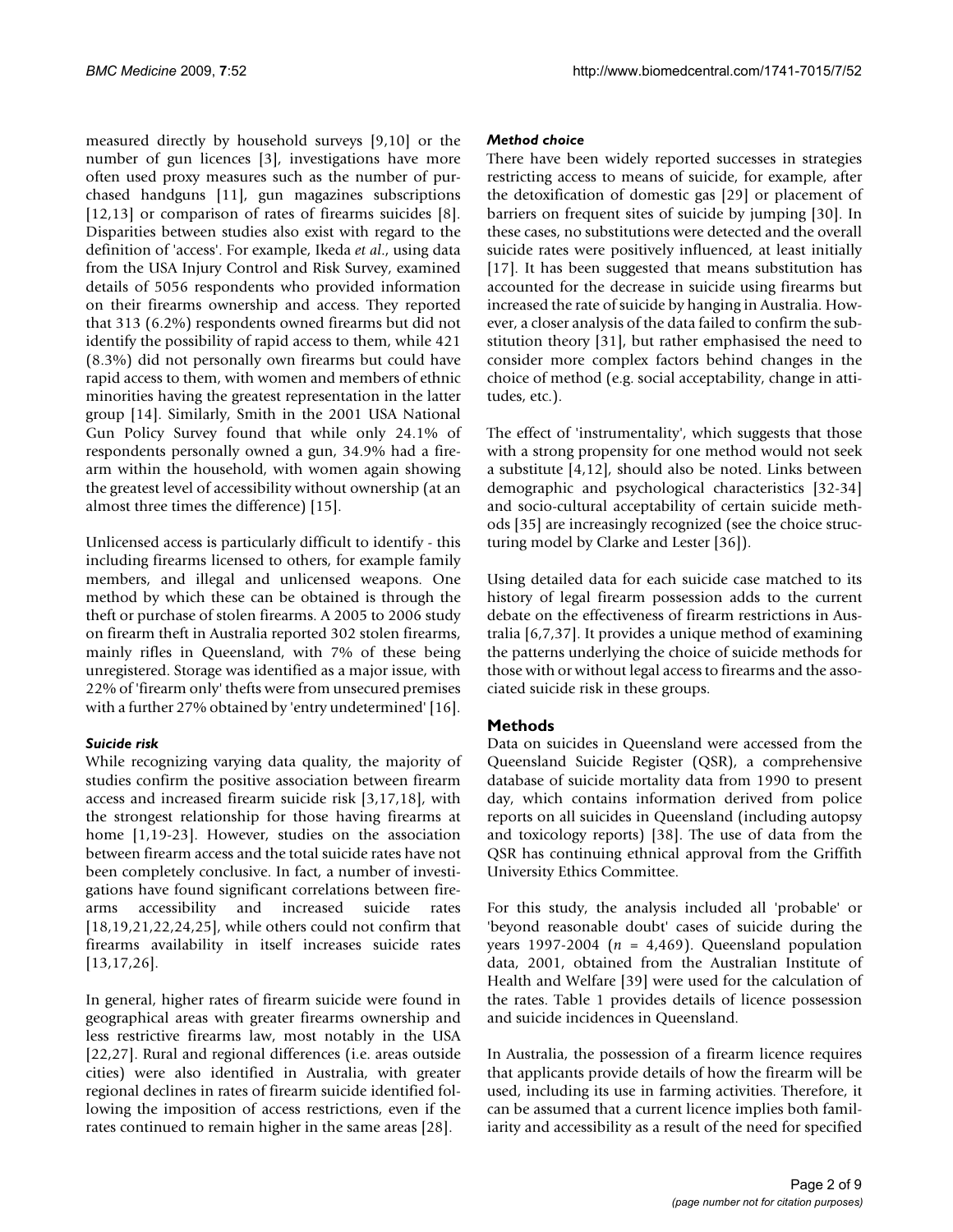measured directly by household surveys [9,10] or the number of gun licences [3], investigations have more often used proxy measures such as the number of purchased handguns [11], gun magazines subscriptions [12,13] or comparison of rates of firearms suicides [8]. Disparities between studies also exist with regard to the definition of 'access'. For example, Ikeda *et al*., using data from the USA Injury Control and Risk Survey, examined details of 5056 respondents who provided information on their firearms ownership and access. They reported that 313 (6.2%) respondents owned firearms but did not identify the possibility of rapid access to them, while 421 (8.3%) did not personally own firearms but could have rapid access to them, with women and members of ethnic minorities having the greatest representation in the latter group [14]. Similarly, Smith in the 2001 USA National Gun Policy Survey found that while only 24.1% of respondents personally owned a gun, 34.9% had a firearm within the household, with women again showing the greatest level of accessibility without ownership (at an almost three times the difference) [15].

Unlicensed access is particularly difficult to identify - this including firearms licensed to others, for example family members, and illegal and unlicensed weapons. One method by which these can be obtained is through the theft or purchase of stolen firearms. A 2005 to 2006 study on firearm theft in Australia reported 302 stolen firearms, mainly rifles in Queensland, with 7% of these being unregistered. Storage was identified as a major issue, with 22% of 'firearm only' thefts were from unsecured premises with a further 27% obtained by 'entry undetermined' [16].

### *Suicide risk*

While recognizing varying data quality, the majority of studies confirm the positive association between firearm access and increased firearm suicide risk [3,17,18], with the strongest relationship for those having firearms at home [1,19-23]. However, studies on the association between firearm access and the total suicide rates have not been completely conclusive. In fact, a number of investigations have found significant correlations between firearms accessibility and increased suicide rates [18,19,21,22,24,25], while others could not confirm that firearms availability in itself increases suicide rates [13,17,26].

In general, higher rates of firearm suicide were found in geographical areas with greater firearms ownership and less restrictive firearms law, most notably in the USA [22,27]. Rural and regional differences (i.e. areas outside cities) were also identified in Australia, with greater regional declines in rates of firearm suicide identified following the imposition of access restrictions, even if the rates continued to remain higher in the same areas [28].

### *Method choice*

There have been widely reported successes in strategies restricting access to means of suicide, for example, after the detoxification of domestic gas [29] or placement of barriers on frequent sites of suicide by jumping [30]. In these cases, no substitutions were detected and the overall suicide rates were positively influenced, at least initially [17]. It has been suggested that means substitution has accounted for the decrease in suicide using firearms but increased the rate of suicide by hanging in Australia. However, a closer analysis of the data failed to confirm the substitution theory [31], but rather emphasised the need to consider more complex factors behind changes in the choice of method (e.g. social acceptability, change in attitudes, etc.).

The effect of 'instrumentality', which suggests that those with a strong propensity for one method would not seek a substitute [4,12], should also be noted. Links between demographic and psychological characteristics [32-34] and socio-cultural acceptability of certain suicide methods [35] are increasingly recognized (see the choice structuring model by Clarke and Lester [36]).

Using detailed data for each suicide case matched to its history of legal firearm possession adds to the current debate on the effectiveness of firearm restrictions in Australia [6,7,37]. It provides a unique method of examining the patterns underlying the choice of suicide methods for those with or without legal access to firearms and the associated suicide risk in these groups.

## Methods

Data on suicides in Queensland were accessed from the Queensland Suicide Register (QSR), a comprehensive database of suicide mortality data from 1990 to present day, which contains information derived from police reports on all suicides in Queensland (including autopsy and toxicology reports) [38]. The use of data from the QSR has continuing ethnical approval from the Griffith University Ethics Committee.

For this study, the analysis included all 'probable' or 'beyond reasonable doubt' cases of suicide during the years 1997-2004 ($n$ = 4,469). Queensland population data, 2001, obtained from the Australian Institute of Health and Welfare [39] were used for the calculation of the rates. Table 1 provides details of licence possession and suicide incidences in Queensland.

In Australia, the possession of a firearm licence requires that applicants provide details of how the firearm will be used, including its use in farming activities. Therefore, it can be assumed that a current licence implies both familiarity and accessibility as a result of the need for specified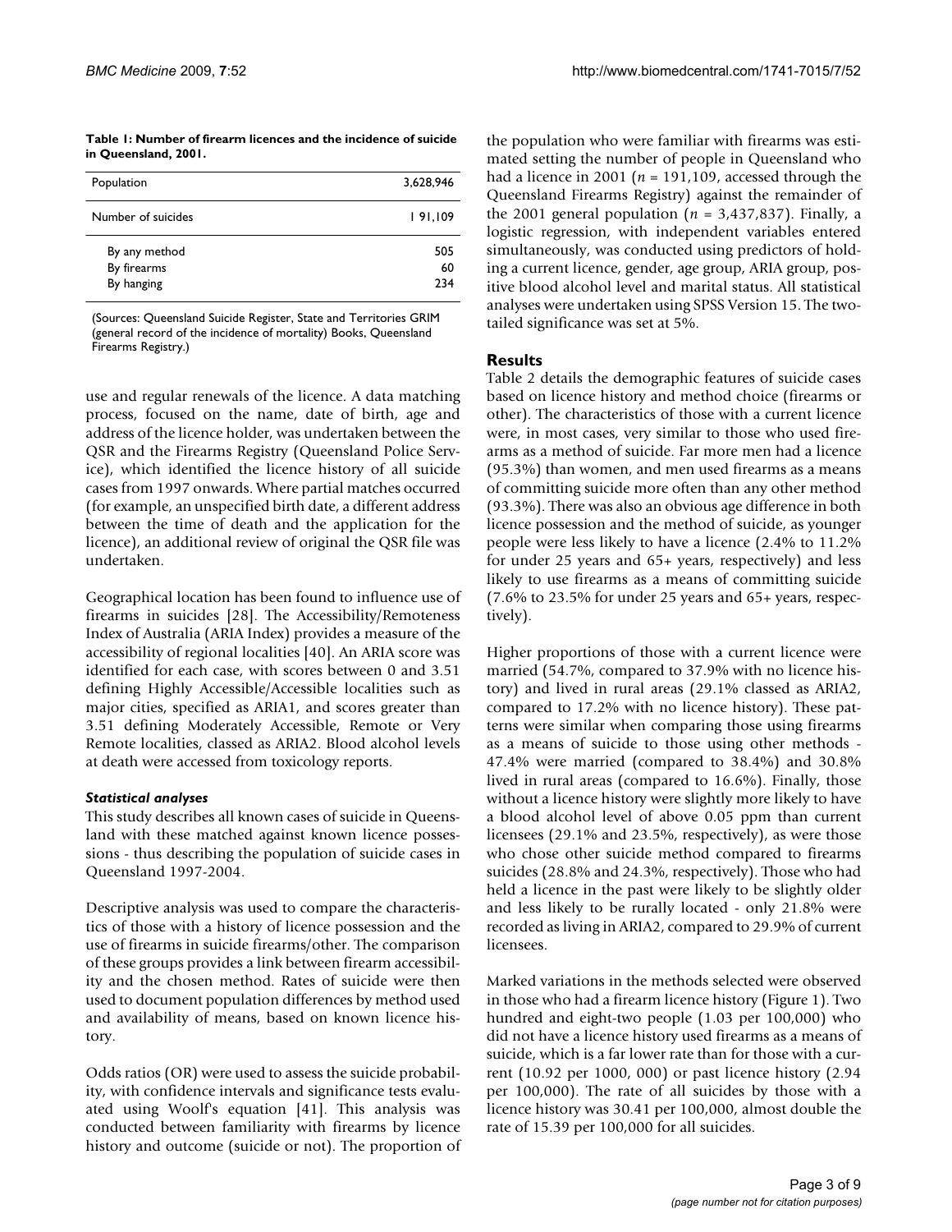**Table 1: Number of firearm licences and the incidence of suicide in Queensland, 2001.**

| Population | 3,628,946 |
|---|---|
| Number of suicides | 1 91,109 |
| By any method | 505 |
| By firearms | 60 |
| By hanging | 234 |

(Sources: Queensland Suicide Register, State and Territories GRIM (general record of the incidence of mortality) Books, Queensland Firearms Registry.)

use and regular renewals of the licence. A data matching process, focused on the name, date of birth, age and address of the licence holder, was undertaken between the QSR and the Firearms Registry (Queensland Police Service), which identified the licence history of all suicide cases from 1997 onwards. Where partial matches occurred (for example, an unspecified birth date, a different address between the time of death and the application for the licence), an additional review of original the QSR file was undertaken.

Geographical location has been found to influence use of firearms in suicides [28]. The Accessibility/Remoteness Index of Australia (ARIA Index) provides a measure of the accessibility of regional localities [40]. An ARIA score was identified for each case, with scores between 0 and 3.51 defining Highly Accessible/Accessible localities such as major cities, specified as ARIA1, and scores greater than 3.51 defining Moderately Accessible, Remote or Very Remote localities, classed as ARIA2. Blood alcohol levels at death were accessed from toxicology reports.

### *Statistical analyses*

This study describes all known cases of suicide in Queensland with these matched against known licence possessions - thus describing the population of suicide cases in Queensland 1997-2004.

Descriptive analysis was used to compare the characteristics of those with a history of licence possession and the use of firearms in suicide firearms/other. The comparison of these groups provides a link between firearm accessibility and the chosen method. Rates of suicide were then used to document population differences by method used and availability of means, based on known licence history.

Odds ratios (OR) were used to assess the suicide probability, with confidence intervals and significance tests evaluated using Woolf's equation [41]. This analysis was conducted between familiarity with firearms by licence history and outcome (suicide or not). The proportion of the population who were familiar with firearms was estimated setting the number of people in Queensland who had a licence in 2001 ($n$ = 191,109, accessed through the Queensland Firearms Registry) against the remainder of the 2001 general population ($n$ = 3,437,837). Finally, a logistic regression, with independent variables entered simultaneously, was conducted using predictors of holding a current licence, gender, age group, ARIA group, positive blood alcohol level and marital status. All statistical analyses were undertaken using SPSS Version 15. The two-tailed significance was set at 5%.

## Results

Table 2 details the demographic features of suicide cases based on licence history and method choice (firearms or other). The characteristics of those with a current licence were, in most cases, very similar to those who used firearms as a method of suicide. Far more men had a licence (95.3%) than women, and men used firearms as a means of committing suicide more often than any other method (93.3%). There was also an obvious age difference in both licence possession and the method of suicide, as younger people were less likely to have a licence (2.4% to 11.2% for under 25 years and 65+ years, respectively) and less likely to use firearms as a means of committing suicide (7.6% to 23.5% for under 25 years and 65+ years, respectively).

Higher proportions of those with a current licence were married (54.7%, compared to 37.9% with no licence history) and lived in rural areas (29.1% classed as ARIA2, compared to 17.2% with no licence history). These patterns were similar when comparing those using firearms as a means of suicide to those using other methods - 47.4% were married (compared to 38.4%) and 30.8% lived in rural areas (compared to 16.6%). Finally, those without a licence history were slightly more likely to have a blood alcohol level of above 0.05 ppm than current licensees (29.1% and 23.5%, respectively), as were those who chose other suicide method compared to firearms suicides (28.8% and 24.3%, respectively). Those who had held a licence in the past were likely to be slightly older and less likely to be rurally located - only 21.8% were recorded as living in ARIA2, compared to 29.9% of current licensees.

Marked variations in the methods selected were observed in those who had a firearm licence history (Figure 1). Two hundred and eight-two people (1.03 per 100,000) who did not have a licence history used firearms as a means of suicide, which is a far lower rate than for those with a current (10.92 per 1000, 000) or past licence history (2.94 per 100,000). The rate of all suicides by those with a licence history was 30.41 per 100,000, almost double the rate of 15.39 per 100,000 for all suicides.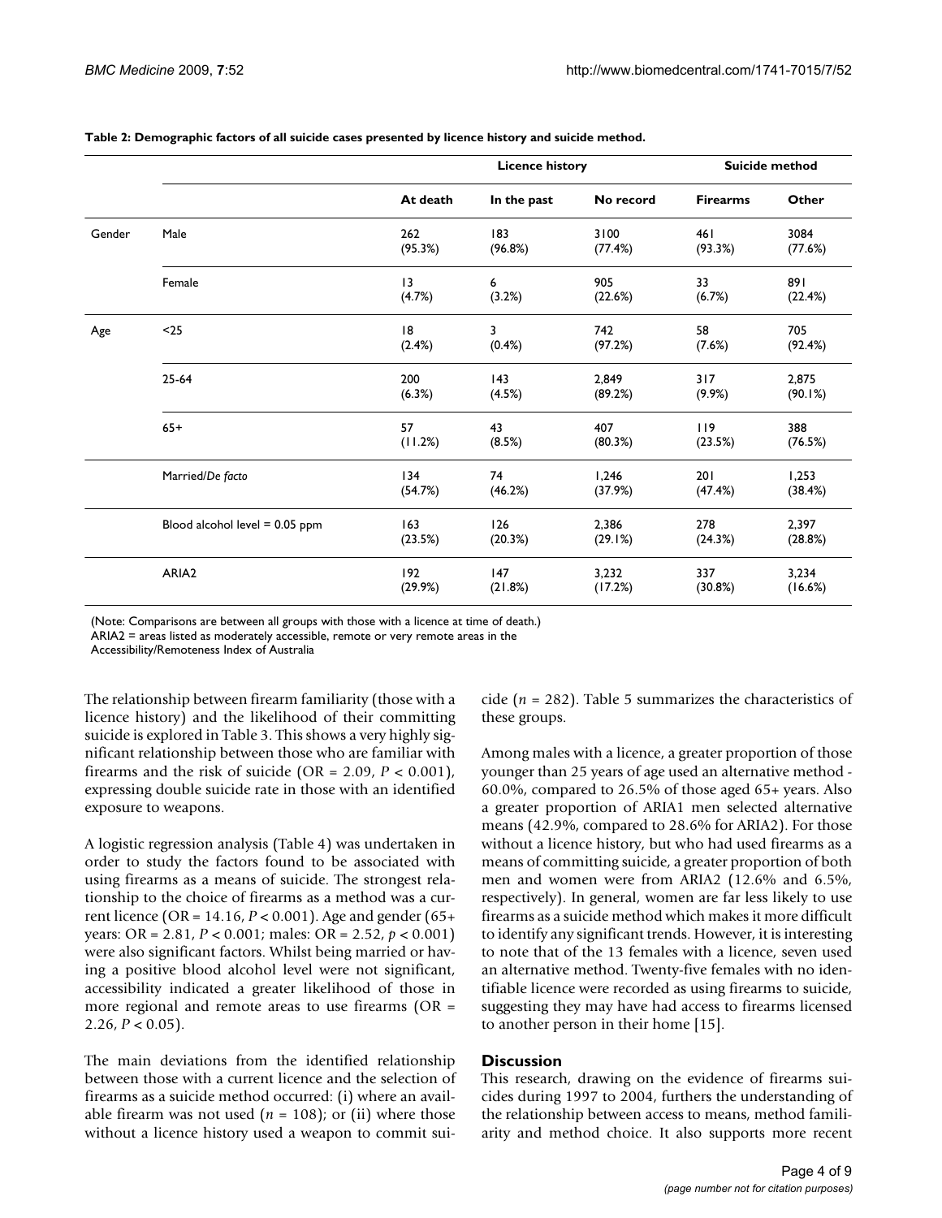**Table 2: Demographic factors of all suicide cases presented by licence history and suicide method.**

| | | Licence history | | | Suicide method | |
|---|---|---|---|---|---|---|
| | | At death | In the past | No record | Firearms | Other |
| Gender | Male | 262 (95.3%) | 183 (96.8%) | 3100 (77.4%) | 461 (93.3%) | 3084 (77.6%) |
| | Female | 13 (4.7%) | 6 (3.2%) | 905 (22.6%) | 33 (6.7%) | 891 (22.4%) |
| Age | <25 | 18 (2.4%) | 3 (0.4%) | 742 (97.2%) | 58 (7.6%) | 705 (92.4%) |
| | 25-64 | 200 (6.3%) | 143 (4.5%) | 2,849 (89.2%) | 317 (9.9%) | 2,875 (90.1%) |
| | 65+ | 57 (11.2%) | 43 (8.5%) | 407 (80.3%) | 119 (23.5%) | 388 (76.5%) |
| | Married/*De facto* | 134 (54.7%) | 74 (46.2%) | 1,246 (37.9%) | 201 (47.4%) | 1,253 (38.4%) |
| | Blood alcohol level = 0.05 ppm | 163 (23.5%) | 126 (20.3%) | 2,386 (29.1%) | 278 (24.3%) | 2,397 (28.8%) |
| | ARIA2 | 192 (29.9%) | 147 (21.8%) | 3,232 (17.2%) | 337 (30.8%) | 3,234 (16.6%) |

(Note: Comparisons are between all groups with those with a licence at time of death.)
ARIA2 = areas listed as moderately accessible, remote or very remote areas in the Accessibility/Remoteness Index of Australia

The relationship between firearm familiarity (those with a licence history) and the likelihood of their committing suicide is explored in Table 3. This shows a very highly significant relationship between those who are familiar with firearms and the risk of suicide (OR = 2.09, $P < 0.001$), expressing double suicide rate in those with an identified exposure to weapons.

A logistic regression analysis (Table 4) was undertaken in order to study the factors found to be associated with using firearms as a means of suicide. The strongest relationship to the choice of firearms as a method was a current licence (OR = 14.16, $P < 0.001$). Age and gender (65+ years: OR = 2.81, $P < 0.001$; males: OR = 2.52, $p < 0.001$) were also significant factors. Whilst being married or having a positive blood alcohol level were not significant, accessibility indicated a greater likelihood of those in more regional and remote areas to use firearms (OR = 2.26, $P < 0.05$).

The main deviations from the identified relationship between those with a current licence and the selection of firearms as a suicide method occurred: (i) where an available firearm was not used ($n = 108$); or (ii) where those without a licence history used a weapon to commit suicide ($n = 282$). Table 5 summarizes the characteristics of these groups.

Among males with a licence, a greater proportion of those younger than 25 years of age used an alternative method - 60.0%, compared to 26.5% of those aged 65+ years. Also a greater proportion of ARIA1 men selected alternative means (42.9%, compared to 28.6% for ARIA2). For those without a licence history, but who had used firearms as a means of committing suicide, a greater proportion of both men and women were from ARIA2 (12.6% and 6.5%, respectively). In general, women are far less likely to use firearms as a suicide method which makes it more difficult to identify any significant trends. However, it is interesting to note that of the 13 females with a licence, seven used an alternative method. Twenty-five females with no identifiable licence were recorded as using firearms to suicide, suggesting they may have had access to firearms licensed to another person in their home [15].

## Discussion

This research, drawing on the evidence of firearms suicides during 1997 to 2004, furthers the understanding of the relationship between access to means, method familiarity and method choice. It also supports more recent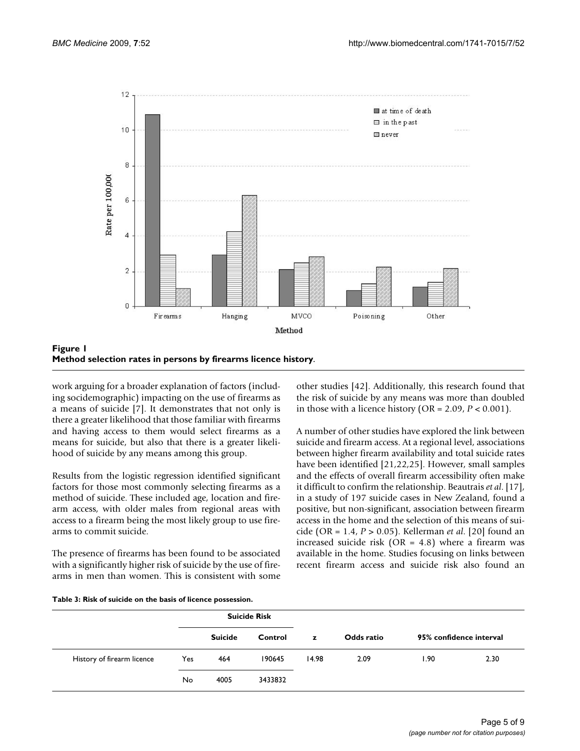**Figure 1**
**Method selection rates in persons by firearms licence history.**

work arguing for a broader explanation of factors (including socidemographic) impacting on the use of firearms as a means of suicide [7]. It demonstrates that not only is there a greater likelihood that those familiar with firearms and having access to them would select firearms as a means for suicide, but also that there is a greater likelihood of suicide by any means among this group.

Results from the logistic regression identified significant factors for those most commonly selecting firearms as a method of suicide. These included age, location and firearm access, with older males from regional areas with access to a firearm being the most likely group to use firearms to commit suicide.

The presence of firearms has been found to be associated with a significantly higher risk of suicide by the use of firearms in men than women. This is consistent with some other studies [42]. Additionally, this research found that the risk of suicide by any means was more than doubled in those with a licence history (OR = 2.09, $P < 0.001$).

A number of other studies have explored the link between suicide and firearm access. At a regional level, associations between higher firearm availability and total suicide rates have been identified [21,22,25]. However, small samples and the effects of overall firearm accessibility often make it difficult to confirm the relationship. Beautrais *et al.* [17], in a study of 197 suicide cases in New Zealand, found a positive, but non-significant, association between firearm access in the home and the selection of this means of suicide (OR = 1.4, $P > 0.05$). Kellerman *et al.* [20] found an increased suicide risk (OR = 4.8) where a firearm was available in the home. Studies focusing on links between recent firearm access and suicide risk also found an

**Table 3: Risk of suicide on the basis of licence possession.**

| | | Suicide Risk | | | | | |
|---|---|---|---|---|---|---|---|
| | | **Suicide** | **Control** | **z** | **Odds ratio** | **95% confidence interval** | |
| History of firearm licence | Yes | 464 | 190645 | 14.98 | 2.09 | 1.90 | 2.30 |
| | No | 4005 | 3433832 | | | | |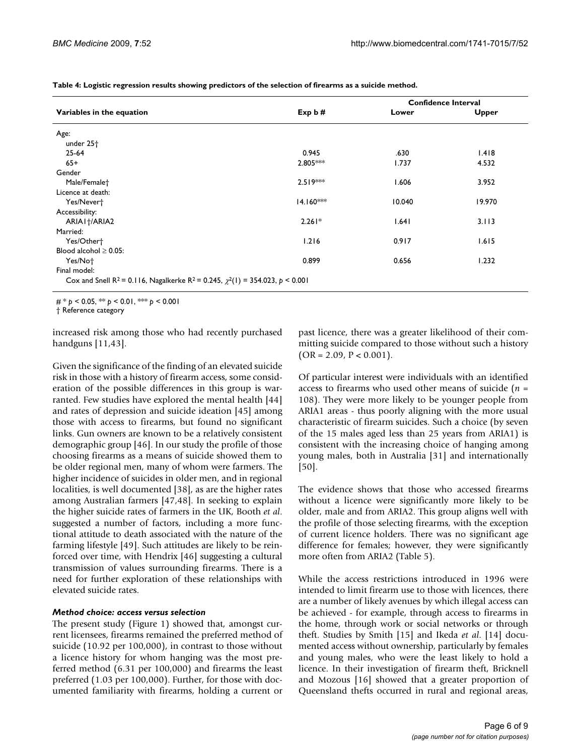**Table 4: Logistic regression results showing predictors of the selection of firearms as a suicide method.**

| Variables in the equation | Exp b # | Confidence Interval | |
|---|---|---|---|
| | | Lower | Upper |
| Age: | | | |
| under 25† | | | |
| 25-64 | 0.945 | .630 | 1.418 |
| 65+ | 2.805*** | 1.737 | 4.532 |
| Gender | | | |
| Male/Female† | 2.519*** | 1.606 | 3.952 |
| Licence at death: | | | |
| Yes/Never† | 14.160*** | 10.040 | 19.970 |
| Accessibility: | | | |
| ARIA1†/ARIA2 | 2.261* | 1.641 | 3.113 |
| Married: | | | |
| Yes/Other† | 1.216 | 0.917 | 1.615 |
| Blood alcohol ≥ 0.05: | | | |
| Yes/No† | 0.899 | 0.656 | 1.232 |
| Final model: | | | |
| Cox and Snell $R^2$ = 0.116, Nagalkerke $R^2$ = 0.245, $\chi^2(1)$ = 354.023, $p < 0.001$ | | | |

# * $p < 0.05$, ** $p < 0.01$, *** $p < 0.001$
† Reference category

increased risk among those who had recently purchased handguns [11,43].

Given the significance of the finding of an elevated suicide risk in those with a history of firearm access, some consideration of the possible differences in this group is warranted. Few studies have explored the mental health [44] and rates of depression and suicide ideation [45] among those with access to firearms, but found no significant links. Gun owners are known to be a relatively consistent demographic group [46]. In our study the profile of those choosing firearms as a means of suicide showed them to be older regional men, many of whom were farmers. The higher incidence of suicides in older men, and in regional localities, is well documented [38], as are the higher rates among Australian farmers [47,48]. In seeking to explain the higher suicide rates of farmers in the UK, Booth *et al*. suggested a number of factors, including a more functional attitude to death associated with the nature of the farming lifestyle [49]. Such attitudes are likely to be reinforced over time, with Hendrix [46] suggesting a cultural transmission of values surrounding firearms. There is a need for further exploration of these relationships with elevated suicide rates.

### *Method choice: access versus selection*

The present study (Figure 1) showed that, amongst current licensees, firearms remained the preferred method of suicide (10.92 per 100,000), in contrast to those without a licence history for whom hanging was the most preferred method (6.31 per 100,000) and firearms the least preferred (1.03 per 100,000). Further, for those with documented familiarity with firearms, holding a current or past licence, there was a greater likelihood of their committing suicide compared to those without such a history (OR = 2.09, $P < 0.001$).

Of particular interest were individuals with an identified access to firearms who used other means of suicide (*n* = 108). They were more likely to be younger people from ARIA1 areas - thus poorly aligning with the more usual characteristic of firearm suicides. Such a choice (by seven of the 15 males aged less than 25 years from ARIA1) is consistent with the increasing choice of hanging among young males, both in Australia [31] and internationally [50].

The evidence shows that those who accessed firearms without a licence were significantly more likely to be older, male and from ARIA2. This group aligns well with the profile of those selecting firearms, with the exception of current licence holders. There was no significant age difference for females; however, they were significantly more often from ARIA2 (Table 5).

While the access restrictions introduced in 1996 were intended to limit firearm use to those with licences, there are a number of likely avenues by which illegal access can be achieved - for example, through access to firearms in the home, through work or social networks or through theft. Studies by Smith [15] and Ikeda *et al*. [14] documented access without ownership, particularly by females and young males, who were the least likely to hold a licence. In their investigation of firearm theft, Bricknell and Mozous [16] showed that a greater proportion of Queensland thefts occurred in rural and regional areas,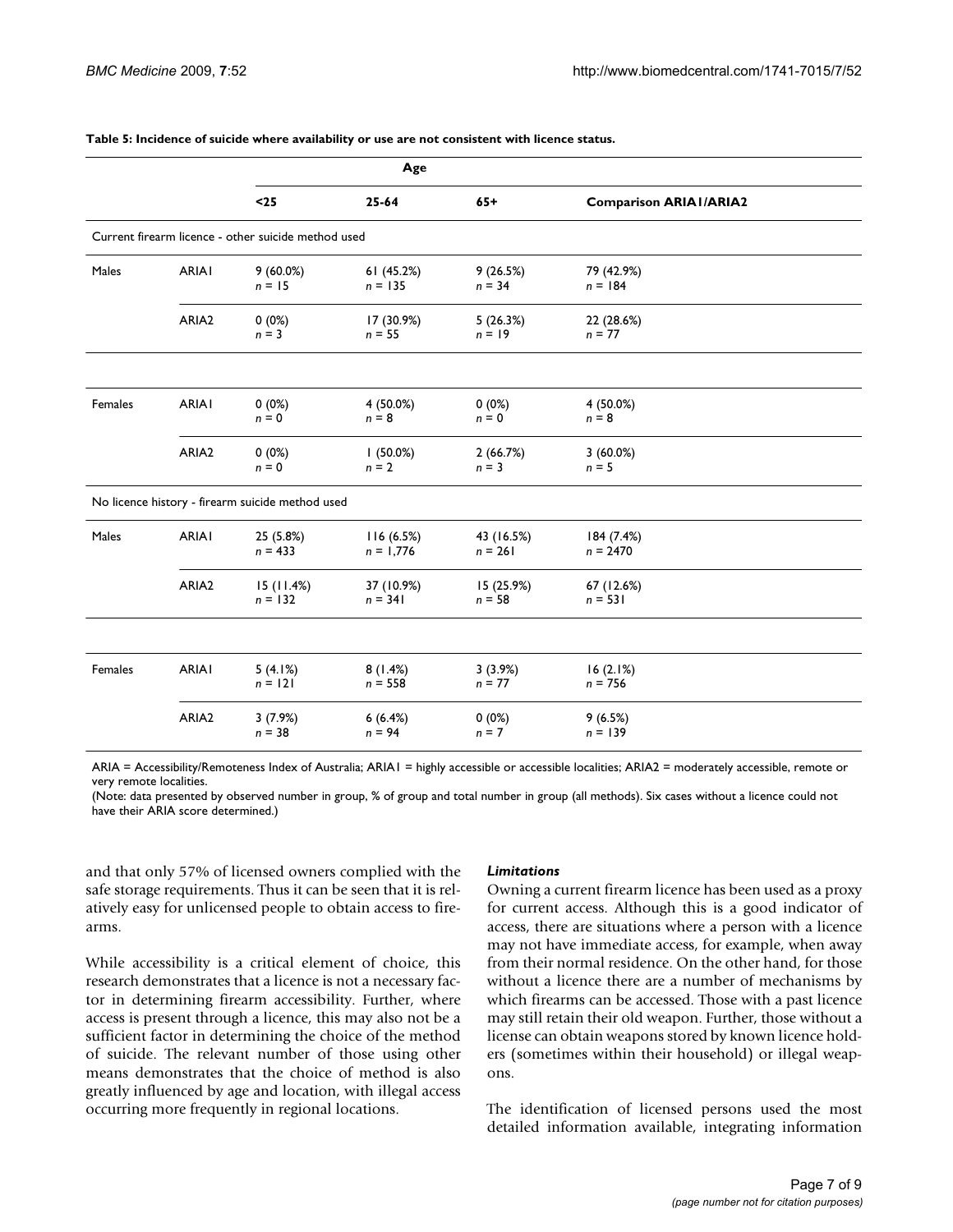**Table 5: Incidence of suicide where availability or use are not consistent with licence status.**

| | | Age | | | |
|---|---|---|---|---|---|
| | | <25 | 25-64 | 65+ | Comparison ARIA1/ARIA2 |
| Current firearm licence - other suicide method used | | | | | |
| Males | ARIA1 | 9 (60.0%) *n* = 15 | 61 (45.2%) *n* = 135 | 9 (26.5%) *n* = 34 | 79 (42.9%) *n* = 184 |
| | ARIA2 | 0 (0%) *n* = 3 | 17 (30.9%) *n* = 55 | 5 (26.3%) *n* = 19 | 22 (28.6%) *n* = 77 |
| Females | ARIA1 | 0 (0%) *n* = 0 | 4 (50.0%) *n* = 8 | 0 (0%) *n* = 0 | 4 (50.0%) *n* = 8 |
| | ARIA2 | 0 (0%) *n* = 0 | 1 (50.0%) *n* = 2 | 2 (66.7%) *n* = 3 | 3 (60.0%) *n* = 5 |
| No licence history - firearm suicide method used | | | | | |
| Males | ARIA1 | 25 (5.8%) *n* = 433 | 116 (6.5%) *n* = 1,776 | 43 (16.5%) *n* = 261 | 184 (7.4%) *n* = 2470 |
| | ARIA2 | 15 (11.4%) *n* = 132 | 37 (10.9%) *n* = 341 | 15 (25.9%) *n* = 58 | 67 (12.6%) *n* = 531 |
| Females | ARIA1 | 5 (4.1%) *n* = 121 | 8 (1.4%) *n* = 558 | 3 (3.9%) *n* = 77 | 16 (2.1%) *n* = 756 |
| | ARIA2 | 3 (7.9%) *n* = 38 | 6 (6.4%) *n* = 94 | 0 (0%) *n* = 7 | 9 (6.5%) *n* = 139 |

ARIA = Accessibility/Remoteness Index of Australia; ARIA1 = highly accessible or accessible localities; ARIA2 = moderately accessible, remote or very remote localities.

(Note: data presented by observed number in group, % of group and total number in group (all methods). Six cases without a licence could not have their ARIA score determined.)

and that only 57% of licensed owners complied with the safe storage requirements. Thus it can be seen that it is relatively easy for unlicensed people to obtain access to firearms.

While accessibility is a critical element of choice, this research demonstrates that a licence is not a necessary factor in determining firearm accessibility. Further, where access is present through a licence, this may also not be a sufficient factor in determining the choice of the method of suicide. The relevant number of those using other means demonstrates that the choice of method is also greatly influenced by age and location, with illegal access occurring more frequently in regional locations.

### *Limitations*

Owning a current firearm licence has been used as a proxy for current access. Although this is a good indicator of access, there are situations where a person with a licence may not have immediate access, for example, when away from their normal residence. On the other hand, for those without a licence there are a number of mechanisms by which firearms can be accessed. Those with a past licence may still retain their old weapon. Further, those without a license can obtain weapons stored by known licence holders (sometimes within their household) or illegal weapons.

The identification of licensed persons used the most detailed information available, integrating information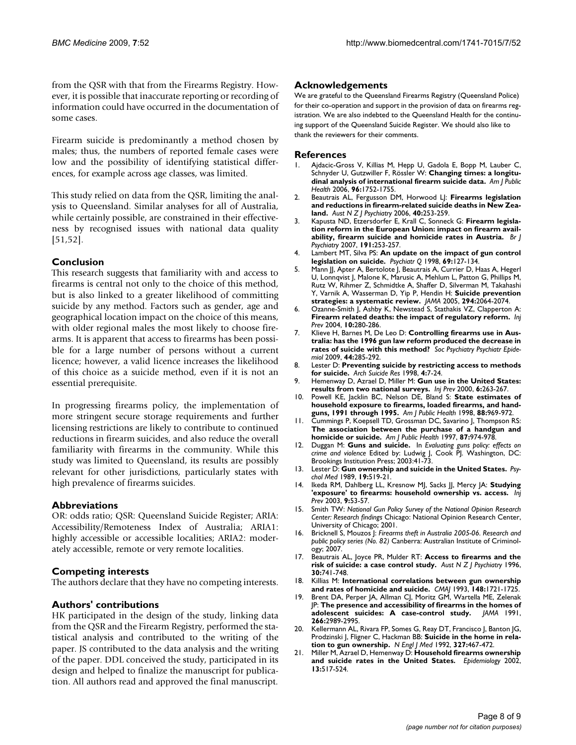from the QSR with that from the Firearms Registry. However, it is possible that inaccurate reporting or recording of information could have occurred in the documentation of some cases.

Firearm suicide is predominantly a method chosen by males; thus, the numbers of reported female cases were low and the possibility of identifying statistical differences, for example across age classes, was limited.

This study relied on data from the QSR, limiting the analysis to Queensland. Similar analyses for all of Australia, while certainly possible, are constrained in their effectiveness by recognised issues with national data quality [51,52].

## Conclusion

This research suggests that familiarity with and access to firearms is central not only to the choice of this method, but is also linked to a greater likelihood of committing suicide by any method. Factors such as gender, age and geographical location impact on the choice of this means, with older regional males the most likely to choose firearms. It is apparent that access to firearms has been possible for a large number of persons without a current licence; however, a valid licence increases the likelihood of this choice as a suicide method, even if it is not an essential prerequisite.

In progressing firearms policy, the implementation of more stringent secure storage requirements and further licensing restrictions are likely to contribute to continued reductions in firearm suicides, and also reduce the overall familiarity with firearms in the community. While this study was limited to Queensland, its results are possibly relevant for other jurisdictions, particularly states with high prevalence of firearms suicides.

## Abbreviations

OR: odds ratio; QSR: Queensland Suicide Register; ARIA: Accessibility/Remoteness Index of Australia; ARIA1: highly accessible or accessible localities; ARIA2: moderately accessible, remote or very remote localities.

## Competing interests

The authors declare that they have no competing interests.

## Authors' contributions

HK participated in the design of the study, linking data from the QSR and the Firearm Registry, performed the statistical analysis and contributed to the writing of the paper. JS contributed to the data analysis and the writing of the paper. DDL conceived the study, participated in its design and helped to finalize the manuscript for publication. All authors read and approved the final manuscript.

## Acknowledgements

We are grateful to the Queensland Firearms Registry (Queensland Police) for their co-operation and support in the provision of data on firearms registration. We are also indebted to the Queensland Health for the continuing support of the Queensland Suicide Register. We should also like to thank the reviewers for their comments.

## References

1. Ajdacic-Gross V, Killias M, Hepp U, Gadola E, Bopp M, Lauber C, Schnyder U, Gutzwiller F, Rössler W: **Changing times: a longitudinal analysis of international firearm suicide data.** *Am J Public Health* 2006, **96:**1752-1755.
2. Beautrais AL, Fergusson DM, Horwood LJ: **Firearms legislation and reductions in firearm-related suicide deaths in New Zealand.** *Aust N Z J Psychiatry* 2006, **40:**253-259.
3. Kapusta ND, Etzersdorfer E, Krall C, Sonneck G: **Firearm legislation reform in the European Union: impact on firearm availability, firearm suicide and homicide rates in Austria.** *Br J Psychiatry* 2007, **191:**253-257.
4. Lambert MT, Silva PS: **An update on the impact of gun control legislation on suicide.** *Psychiatr Q* 1998, **69:**127-134.
5. Mann JJ, Apter A, Bertolote J, Beautrais A, Currier D, Haas A, Hegerl U, Lonnqvist J, Malone K, Marusic A, Mehlum L, Patton G, Phillips M, Rutz W, Rihmer Z, Schmidtke A, Shaffer D, Silverman M, Takahashi Y, Varnik A, Wasserman D, Yip P, Hendin H: **Suicide prevention strategies: a systematic review.** *JAMA* 2005, **294:**2064-2074.
6. Ozanne-Smith J, Ashby K, Newstead S, Stathakis VZ, Clapperton A: **Firearm related deaths: the impact of regulatory reform.** *Inj Prev* 2004, **10:**280-286.
7. Klieve H, Barnes M, De Leo D: **Controlling firearms use in Australia: has the 1996 gun law reform produced the decrease in rates of suicide with this method?** *Soc Psychiatry Psychiatr Epidemiol* 2009, **44:**285-292.
8. Lester D: **Preventing suicide by restricting access to methods for suicide.** *Arch Suicide Res* 1998, **4:**7-24.
9. Hemenway D, Azrael D, Miller M: **Gun use in the United States: results from two national surveys.** *Inj Prev* 2000, **6:**263-267.
10. Powell KE, Jacklin BC, Nelson DE, Bland S: **State estimates of household exposure to firearms, loaded firearms, and handguns, 1991 through 1995.** *Am J Public Health* 1998, **88:**969-972.
11. Cummings P, Koepsell TD, Grossman DC, Savarino J, Thompson RS: **The association between the purchase of a handgun and homicide or suicide.** *Am J Public Health* 1997, **87:**974-978.
12. Duggan M: **Guns and suicide.** In *Evaluating guns policy: effects on crime and violence* Edited by: Ludwig J, Cook PJ. Washington, DC: Brookings Institution Press; 2003:41-73.
13. Lester D: **Gun ownership and suicide in the United States.** *Psychol Med* 1989, **19:**519-21.
14. Ikeda RM, Dahlberg LL, Kresnow MJ, Sacks JJ, Mercy JA: **Studying 'exposure' to firearms: household ownership vs. access.** *Inj Prev* 2003, **9:**53-57.
15. Smith TW: *National Gun Policy Survey of the National Opinion Research Center: Research findings* Chicago: National Opinion Research Center, University of Chicago; 2001.
16. Bricknell S, Mouzos J: *Firearms theft in Australia 2005-06. Research and public policy series (No. 82)* Canberra: Australian Institute of Criminology; 2007.
17. Beautrais AL, Joyce PR, Mulder RT: **Access to firearms and the risk of suicide: a case control study.** *Aust N Z J Psychiatry* 1996, **30:**741-748.
18. Killias M: **International correlations between gun ownership and rates of homicide and suicide.** *CMAJ* 1993, **148:**1721-1725.
19. Brent DA, Perper JA, Allman CJ, Moritz GM, Wartella ME, Zelenak JP: **The presence and accessibility of firearms in the homes of adolescent suicides: A case-control study.** *JAMA* 1991, **266:**2989-2995.
20. Kellermann AL, Rivara FP, Somes G, Reay DT, Francisco J, Banton JG, Prodzinski J, Fligner C, Hackman BB: **Suicide in the home in relation to gun ownership.** *N Engl J Med* 1992, **327:**467-472.
21. Miller M, Azrael D, Hemenway D: **Household firearms ownership and suicide rates in the United States.** *Epidemiology* 2002, **13:**517-524.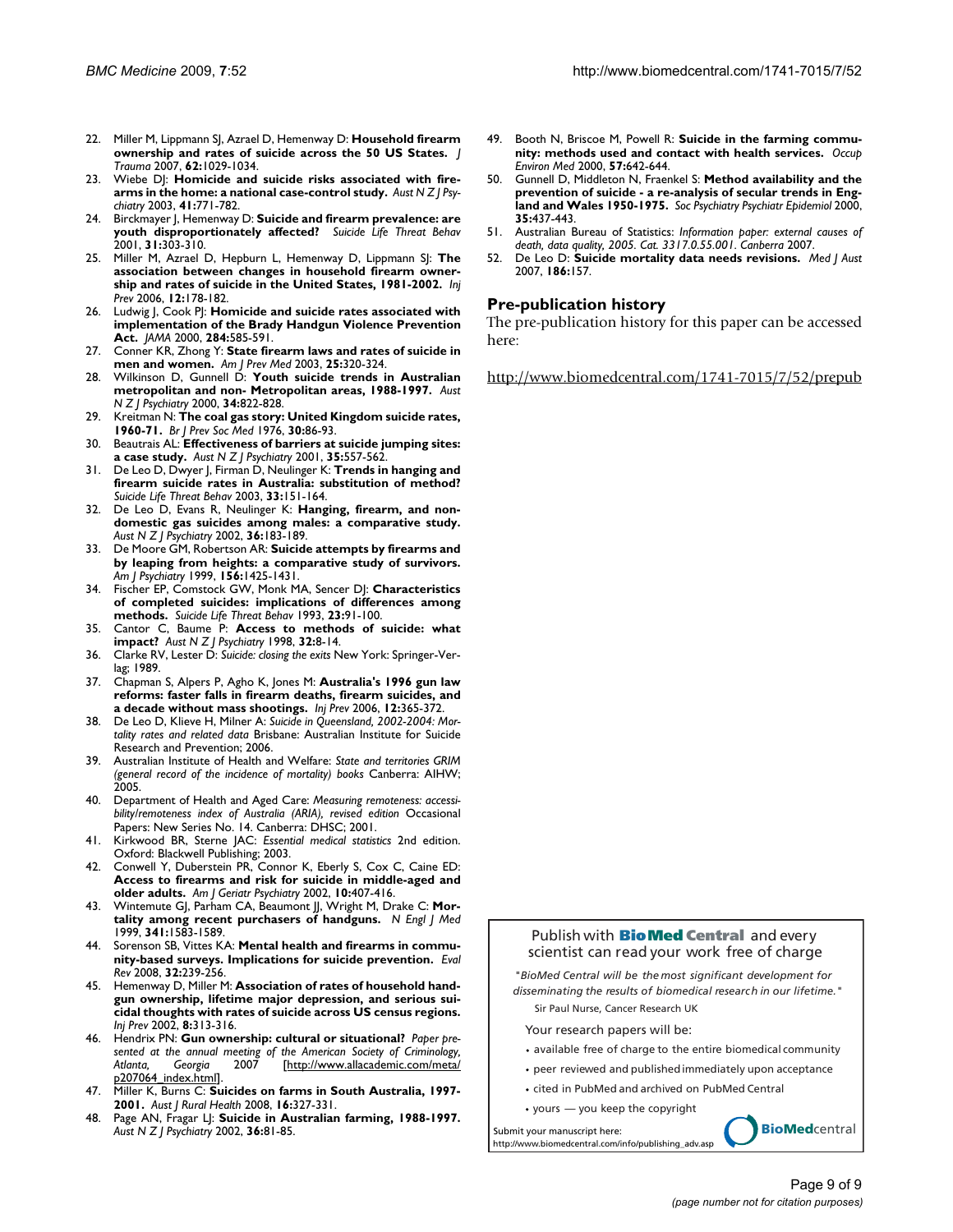22. Miller M, Lippmann SJ, Azrael D, Hemenway D: **Household firearm ownership and rates of suicide across the 50 US States.** *J Trauma* 2007, **62:**1029-1034.
23. Wiebe DJ: **Homicide and suicide risks associated with firearms in the home: a national case-control study.** *Aust N Z J Psychiatry* 2003, **41:**771-782.
24. Birckmayer J, Hemenway D: **Suicide and firearm prevalence: are youth disproportionately affected?** *Suicide Life Threat Behav* 2001, **31:**303-310.
25. Miller M, Azrael D, Hepburn L, Hemenway D, Lippmann SJ: **The association between changes in household firearm ownership and rates of suicide in the United States, 1981-2002.** *Inj Prev* 2006, **12:**178-182.
26. Ludwig J, Cook PJ: **Homicide and suicide rates associated with implementation of the Brady Handgun Violence Prevention Act.** *JAMA* 2000, **284:**585-591.
27. Conner KR, Zhong Y: **State firearm laws and rates of suicide in men and women.** *Am J Prev Med* 2003, **25:**320-324.
28. Wilkinson D, Gunnell D: **Youth suicide trends in Australian metropolitan and non- Metropolitan areas, 1988-1997.** *Aust N Z J Psychiatry* 2000, **34:**822-828.
29. Kreitman N: **The coal gas story: United Kingdom suicide rates, 1960-71.** *Br J Prev Soc Med* 1976, **30:**86-93.
30. Beautrais AL: **Effectiveness of barriers at suicide jumping sites: a case study.** *Aust N Z J Psychiatry* 2001, **35:**557-562.
31. De Leo D, Dwyer J, Firman D, Neulinger K: **Trends in hanging and firearm suicide rates in Australia: substitution of method?** *Suicide Life Threat Behav* 2003, **33:**151-164.
32. De Leo D, Evans R, Neulinger K: **Hanging, firearm, and non-domestic gas suicides among males: a comparative study.** *Aust N Z J Psychiatry* 2002, **36:**183-189.
33. De Moore GM, Robertson AR: **Suicide attempts by firearms and by leaping from heights: a comparative study of survivors.** *Am J Psychiatry* 1999, **156:**1425-1431.
34. Fischer EP, Comstock GW, Monk MA, Sencer DJ: **Characteristics of completed suicides: implications of differences among methods.** *Suicide Life Threat Behav* 1993, **23:**91-100.
35. Cantor C, Baume P: **Access to methods of suicide: what impact?** *Aust N Z J Psychiatry* 1998, **32:**8-14.
36. Clarke RV, Lester D: *Suicide: closing the exits* New York: Springer-Verlag; 1989.
37. Chapman S, Alpers P, Agho K, Jones M: **Australia's 1996 gun law reforms: faster falls in firearm deaths, firearm suicides, and a decade without mass shootings.** *Inj Prev* 2006, **12:**365-372.
38. De Leo D, Klieve H, Milner A: *Suicide in Queensland, 2002-2004: Mortality rates and related data* Brisbane: Australian Institute for Suicide Research and Prevention; 2006.
39. Australian Institute of Health and Welfare: *State and territories GRIM (general record of the incidence of mortality) books* Canberra: AIHW; 2005.
40. Department of Health and Aged Care: *Measuring remoteness: accessibility/remoteness index of Australia (ARIA), revised edition* Occasional Papers: New Series No. 14. Canberra: DHSC; 2001.
41. Kirkwood BR, Sterne JAC: *Essential medical statistics* 2nd edition. Oxford: Blackwell Publishing; 2003.
42. Conwell Y, Duberstein PR, Connor K, Eberly S, Cox C, Caine ED: **Access to firearms and risk for suicide in middle-aged and older adults.** *Am J Geriatr Psychiatry* 2002, **10:**407-416.
43. Wintemute GJ, Parham CA, Beaumont JJ, Wright M, Drake C: **Mortality among recent purchasers of handguns.** *N Engl J Med* 1999, **341:**1583-1589.
44. Sorenson SB, Vittes KA: **Mental health and firearms in community-based surveys. Implications for suicide prevention.** *Eval Rev* 2008, **32:**239-256.
45. Hemenway D, Miller M: **Association of rates of household handgun ownership, lifetime major depression, and serious suicidal thoughts with rates of suicide across US census regions.** *Inj Prev* 2002, **8:**313-316.
46. Hendrix PN: **Gun ownership: cultural or situational?** *Paper presented at the annual meeting of the American Society of Criminology, Atlanta, Georgia* 2007 [http://www.allacademic.com/meta/p207064_index.html].
47. Miller K, Burns C: **Suicides on farms in South Australia, 1997-2001.** *Aust J Rural Health* 2008, **16:**327-331.
48. Page AN, Fragar LJ: **Suicide in Australian farming, 1988-1997.** *Aust N Z J Psychiatry* 2002, **36:**81-85.
49. Booth N, Briscoe M, Powell R: **Suicide in the farming community: methods used and contact with health services.** *Occup Environ Med* 2000, **57:**642-644.
50. Gunnell D, Middleton N, Fraenkel S: **Method availability and the prevention of suicide - a re-analysis of secular trends in England and Wales 1950-1975.** *Soc Psychiatry Psychiatr Epidemiol* 2000, **35:**437-443.
51. Australian Bureau of Statistics: *Information paper: external causes of death, data quality, 2005. Cat. 3317.0.55.001. Canberra* 2007.
52. De Leo D: **Suicide mortality data needs revisions.** *Med J Aust* 2007, **186:**157.

## Pre-publication history

The pre-publication history for this paper can be accessed here:

http://www.biomedcentral.com/1741-7015/7/52/prepub

Publish with **BioMed Central** and every scientist can read your work free of charge

*"BioMed Central will be the most significant development for disseminating the results of biomedical research in our lifetime."*

Sir Paul Nurse, Cancer Research UK

Your research papers will be:

- available free of charge to the entire biomedical community
- peer reviewed and published immediately upon acceptance
- cited in PubMed and archived on PubMed Central
- yours — you keep the copyright

Submit your manuscript here:
http://www.biomedcentral.com/info/publishing_adv.asp

BioMedcentral